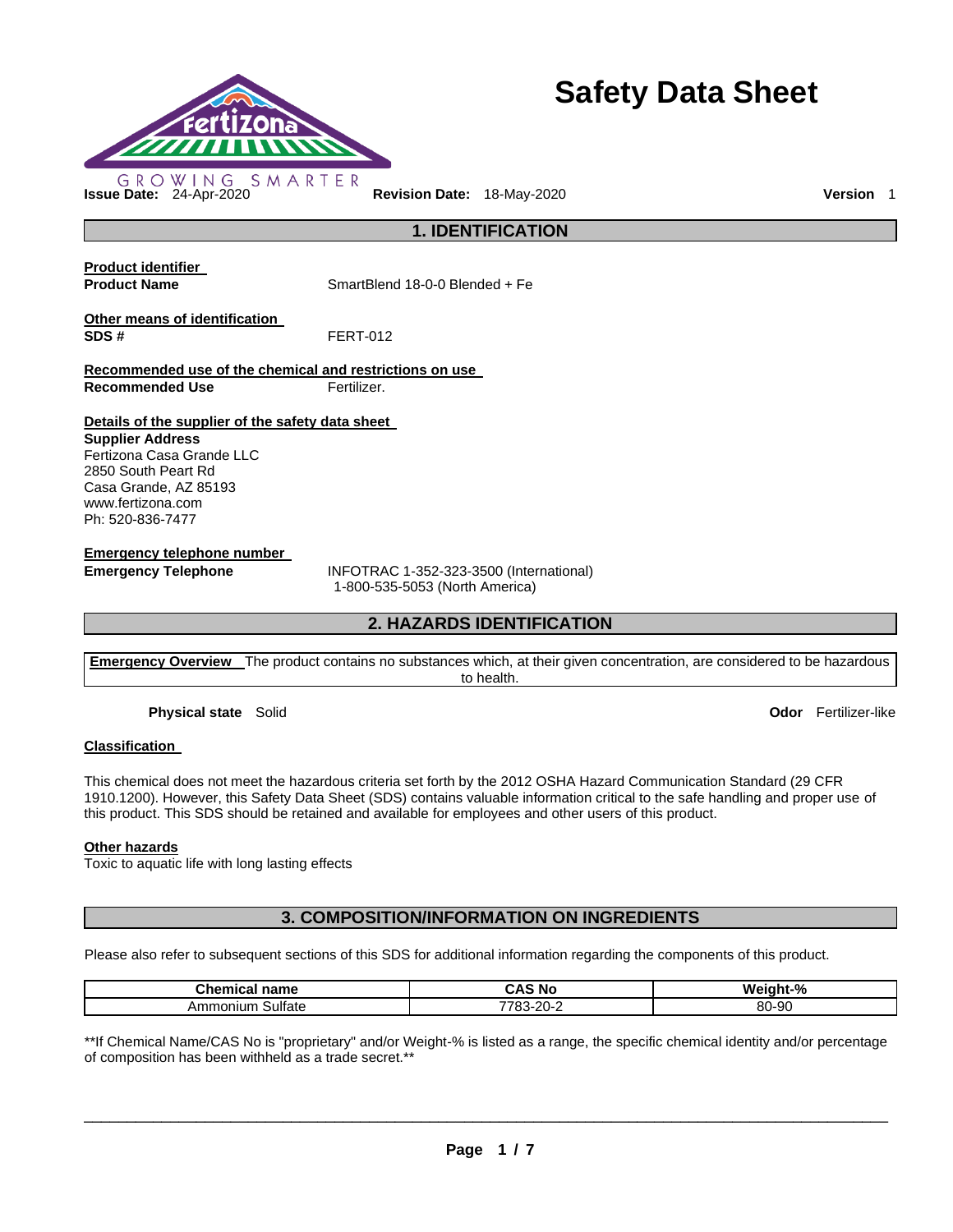# Safety Data Sheet

GROWING SMARTER

**Issue Date:** 24-Apr-2020 **Revision Date:** 18-May-2020 **Version** 1

## 1. IDENTIFICATION

**Product identifier**

**Product Name** SmartBlend 18-0-0 Blended + Fe

**Other means of identification**

**SDS #** FERT-012

**Recommended use of the chemical and restrictions on use**

**Recommended Use** Fertilizer.

**Details of the supplier of the safety data sheet**

**Supplier Address**
Fertizona Casa Grande LLC
2850 South Peart Rd
Casa Grande, AZ 85193
www.fertizona.com
Ph: 520-836-7477

**Emergency telephone number**

**Emergency Telephone** INFOTRAC 1-352-323-3500 (International)
1-800-535-5053 (North America)

## 2. HAZARDS IDENTIFICATION

**Emergency Overview** The product contains no substances which, at their given concentration, are considered to be hazardous to health.

**Physical state** Solid **Odor** Fertilizer-like

**Classification**

This chemical does not meet the hazardous criteria set forth by the 2012 OSHA Hazard Communication Standard (29 CFR 1910.1200). However, this Safety Data Sheet (SDS) contains valuable information critical to the safe handling and proper use of this product. This SDS should be retained and available for employees and other users of this product.

**Other hazards**

Toxic to aquatic life with long lasting effects

## 3. COMPOSITION/INFORMATION ON INGREDIENTS

Please also refer to subsequent sections of this SDS for additional information regarding the components of this product.

| Chemical name | CAS No | Weight-% |
|---|---|---|
| Ammonium Sulfate | 7783-20-2 | 80-90 |

**If Chemical Name/CAS No is "proprietary" and/or Weight-% is listed as a range, the specific chemical identity and/or percentage of composition has been withheld as a trade secret.**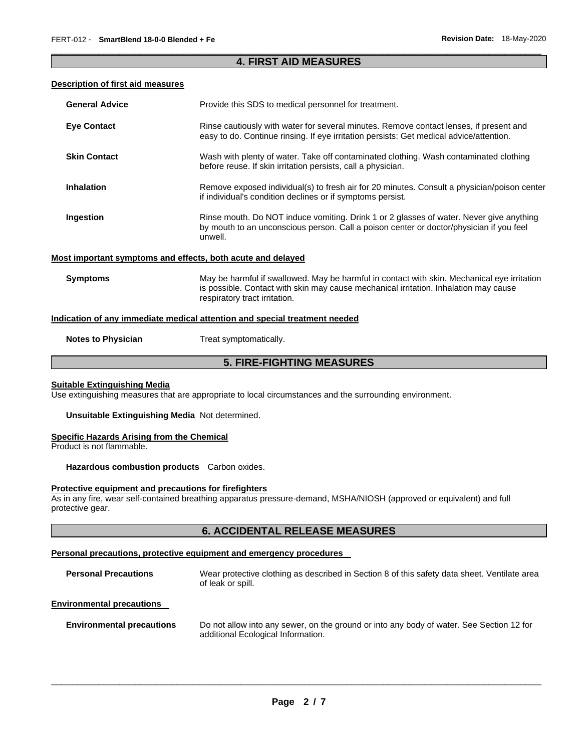## 4. FIRST AID MEASURES

### Description of first aid measures

**General Advice** Provide this SDS to medical personnel for treatment.

**Eye Contact** Rinse cautiously with water for several minutes. Remove contact lenses, if present and easy to do. Continue rinsing. If eye irritation persists: Get medical advice/attention.

**Skin Contact** Wash with plenty of water. Take off contaminated clothing. Wash contaminated clothing before reuse. If skin irritation persists, call a physician.

**Inhalation** Remove exposed individual(s) to fresh air for 20 minutes. Consult a physician/poison center if individual's condition declines or if symptoms persist.

**Ingestion** Rinse mouth. Do NOT induce vomiting. Drink 1 or 2 glasses of water. Never give anything by mouth to an unconscious person. Call a poison center or doctor/physician if you feel unwell.

### Most important symptoms and effects, both acute and delayed

**Symptoms** May be harmful if swallowed. May be harmful in contact with skin. Mechanical eye irritation is possible. Contact with skin may cause mechanical irritation. Inhalation may cause respiratory tract irritation.

### Indication of any immediate medical attention and special treatment needed

**Notes to Physician** Treat symptomatically.

## 5. FIRE-FIGHTING MEASURES

### Suitable Extinguishing Media

Use extinguishing measures that are appropriate to local circumstances and the surrounding environment.

**Unsuitable Extinguishing Media** Not determined.

### Specific Hazards Arising from the Chemical

Product is not flammable.

**Hazardous combustion products** Carbon oxides.

### Protective equipment and precautions for firefighters

As in any fire, wear self-contained breathing apparatus pressure-demand, MSHA/NIOSH (approved or equivalent) and full protective gear.

## 6. ACCIDENTAL RELEASE MEASURES

### Personal precautions, protective equipment and emergency procedures

**Personal Precautions** Wear protective clothing as described in Section 8 of this safety data sheet. Ventilate area of leak or spill.

### Environmental precautions

**Environmental precautions** Do not allow into any sewer, on the ground or into any body of water. See Section 12 for additional Ecological Information.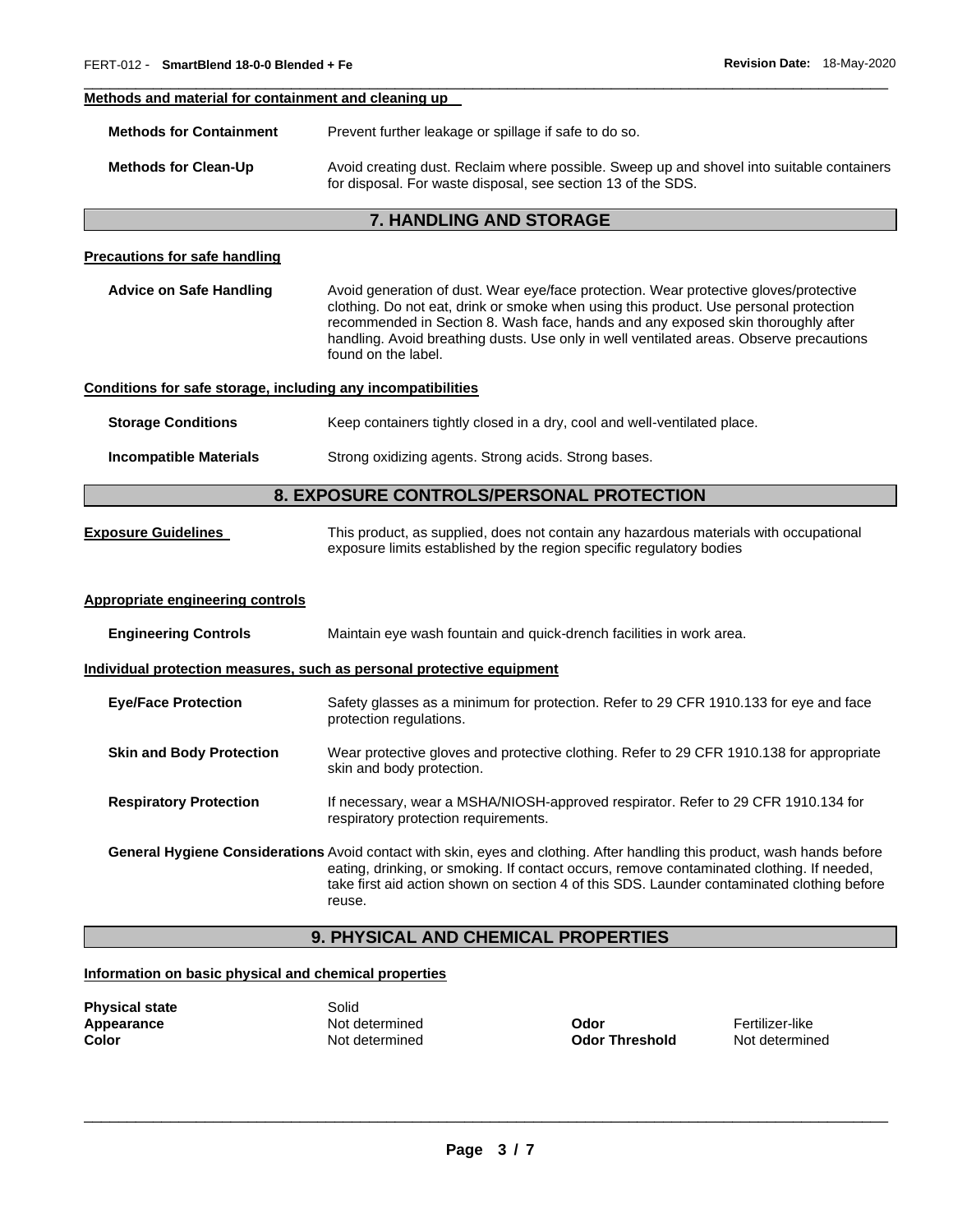**Methods and material for containment and cleaning up**

| | |
|---|---|
| **Methods for Containment** | Prevent further leakage or spillage if safe to do so. |
| **Methods for Clean-Up** | Avoid creating dust. Reclaim where possible. Sweep up and shovel into suitable containers for disposal. For waste disposal, see section 13 of the SDS. |

## 7. HANDLING AND STORAGE

**Precautions for safe handling**

| | |
|---|---|
| **Advice on Safe Handling** | Avoid generation of dust. Wear eye/face protection. Wear protective gloves/protective clothing. Do not eat, drink or smoke when using this product. Use personal protection recommended in Section 8. Wash face, hands and any exposed skin thoroughly after handling. Avoid breathing dusts. Use only in well ventilated areas. Observe precautions found on the label. |

**Conditions for safe storage, including any incompatibilities**

| | |
|---|---|
| **Storage Conditions** | Keep containers tightly closed in a dry, cool and well-ventilated place. |
| **Incompatible Materials** | Strong oxidizing agents. Strong acids. Strong bases. |

## 8. EXPOSURE CONTROLS/PERSONAL PROTECTION

| | |
|---|---|
| **Exposure Guidelines** | This product, as supplied, does not contain any hazardous materials with occupational exposure limits established by the region specific regulatory bodies |

**Appropriate engineering controls**

| | |
|---|---|
| **Engineering Controls** | Maintain eye wash fountain and quick-drench facilities in work area. |

**Individual protection measures, such as personal protective equipment**

| | |
|---|---|
| **Eye/Face Protection** | Safety glasses as a minimum for protection. Refer to 29 CFR 1910.133 for eye and face protection regulations. |
| **Skin and Body Protection** | Wear protective gloves and protective clothing. Refer to 29 CFR 1910.138 for appropriate skin and body protection. |
| **Respiratory Protection** | If necessary, wear a MSHA/NIOSH-approved respirator. Refer to 29 CFR 1910.134 for respiratory protection requirements. |
| **General Hygiene Considerations** | Avoid contact with skin, eyes and clothing. After handling this product, wash hands before eating, drinking, or smoking. If contact occurs, remove contaminated clothing. If needed, take first aid action shown on section 4 of this SDS. Launder contaminated clothing before reuse. |

## 9. PHYSICAL AND CHEMICAL PROPERTIES

**Information on basic physical and chemical properties**

| | | | |
|---|---|---|---|
| **Physical state** | Solid | | |
| **Appearance** | Not determined | **Odor** | Fertilizer-like |
| **Color** | Not determined | **Odor Threshold** | Not determined |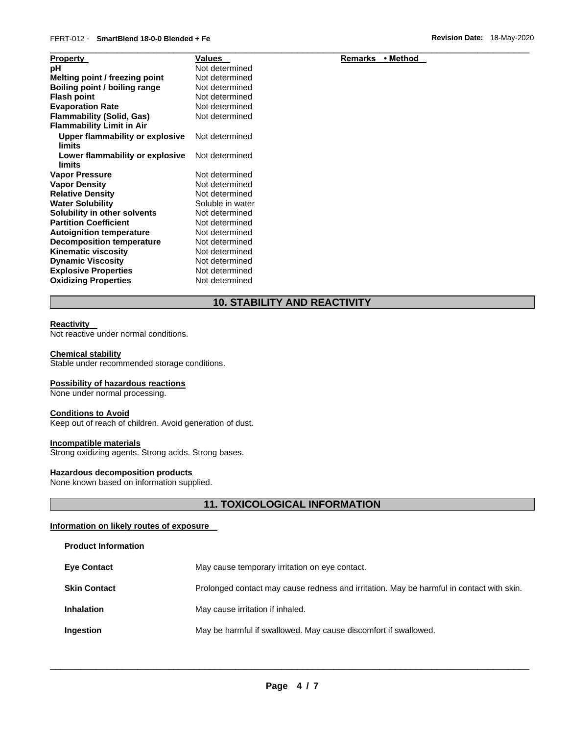| Property | Values | Remarks • Method |
|---|---|---|
| pH | Not determined | |
| Melting point / freezing point | Not determined | |
| Boiling point / boiling range | Not determined | |
| Flash point | Not determined | |
| Evaporation Rate | Not determined | |
| Flammability (Solid, Gas) | Not determined | |
| Flammability Limit in Air | | |
| Upper flammability or explosive limits | Not determined | |
| Lower flammability or explosive limits | Not determined | |
| Vapor Pressure | Not determined | |
| Vapor Density | Not determined | |
| Relative Density | Not determined | |
| Water Solubility | Soluble in water | |
| Solubility in other solvents | Not determined | |
| Partition Coefficient | Not determined | |
| Autoignition temperature | Not determined | |
| Decomposition temperature | Not determined | |
| Kinematic viscosity | Not determined | |
| Dynamic Viscosity | Not determined | |
| Explosive Properties | Not determined | |
| Oxidizing Properties | Not determined | |

## 10. STABILITY AND REACTIVITY

**Reactivity**

Not reactive under normal conditions.

**Chemical stability**

Stable under recommended storage conditions.

**Possibility of hazardous reactions**

None under normal processing.

**Conditions to Avoid**

Keep out of reach of children. Avoid generation of dust.

**Incompatible materials**

Strong oxidizing agents. Strong acids. Strong bases.

**Hazardous decomposition products**

None known based on information supplied.

## 11. TOXICOLOGICAL INFORMATION

**Information on likely routes of exposure**

**Product Information**

| | |
|---|---|
| **Eye Contact** | May cause temporary irritation on eye contact. |
| **Skin Contact** | Prolonged contact may cause redness and irritation. May be harmful in contact with skin. |
| **Inhalation** | May cause irritation if inhaled. |
| **Ingestion** | May be harmful if swallowed. May cause discomfort if swallowed. |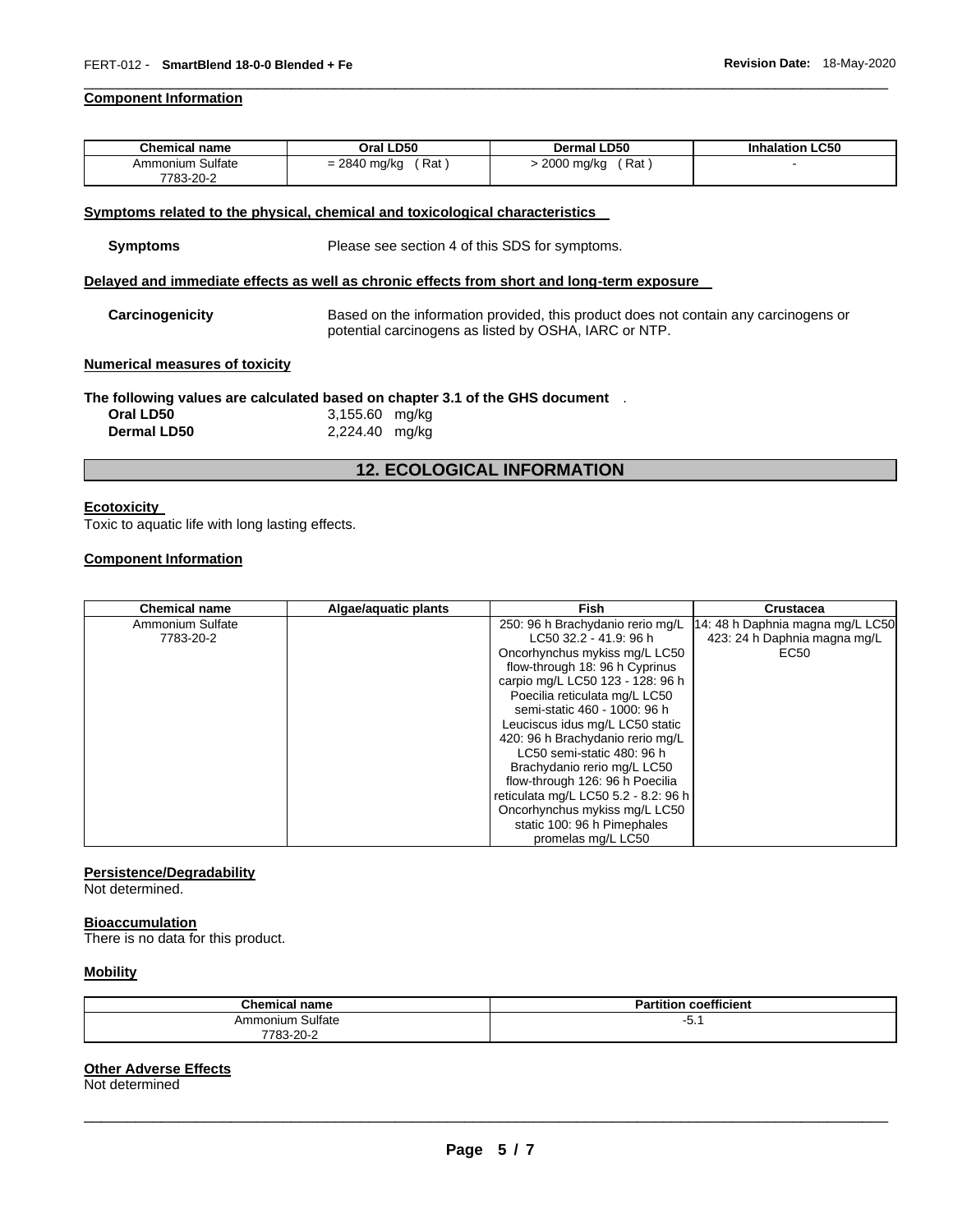### Component Information

| Chemical name | Oral LD50 | Dermal LD50 | Inhalation LC50 |
|---|---|---|---|
| Ammonium Sulfate<br>7783-20-2 | = 2840 mg/kg ( Rat ) | > 2000 mg/kg ( Rat ) | - |

### Symptoms related to the physical, chemical and toxicological characteristics

**Symptoms** Please see section 4 of this SDS for symptoms.

### Delayed and immediate effects as well as chronic effects from short and long-term exposure

**Carcinogenicity** Based on the information provided, this product does not contain any carcinogens or potential carcinogens as listed by OSHA, IARC or NTP.

### Numerical measures of toxicity

**The following values are calculated based on chapter 3.1 of the GHS document** .

**Oral LD50** 3,155.60 mg/kg
**Dermal LD50** 2,224.40 mg/kg

## 12. ECOLOGICAL INFORMATION

### Ecotoxicity

Toxic to aquatic life with long lasting effects.

### Component Information

| Chemical name | Algae/aquatic plants | Fish | Crustacea |
|---|---|---|---|
| Ammonium Sulfate<br>7783-20-2 | | 250: 96 h Brachydanio rerio mg/L LC50 32.2 - 41.9: 96 h Oncorhynchus mykiss mg/L LC50 flow-through 18: 96 h Cyprinus carpio mg/L LC50 123 - 128: 96 h Poecilia reticulata mg/L LC50 semi-static 460 - 1000: 96 h Leuciscus idus mg/L LC50 static 420: 96 h Brachydanio rerio mg/L LC50 semi-static 480: 96 h Brachydanio rerio mg/L LC50 flow-through 126: 96 h Poecilia reticulata mg/L LC50 5.2 - 8.2: 96 h Oncorhynchus mykiss mg/L LC50 static 100: 96 h Pimephales promelas mg/L LC50 | 14: 48 h Daphnia magna mg/L LC50 423: 24 h Daphnia magna mg/L EC50 |

### Persistence/Degradability

Not determined.

### Bioaccumulation

There is no data for this product.

### Mobility

| Chemical name | Partition coefficient |
|---|---|
| Ammonium Sulfate<br>7783-20-2 | -5.1 |

### Other Adverse Effects

Not determined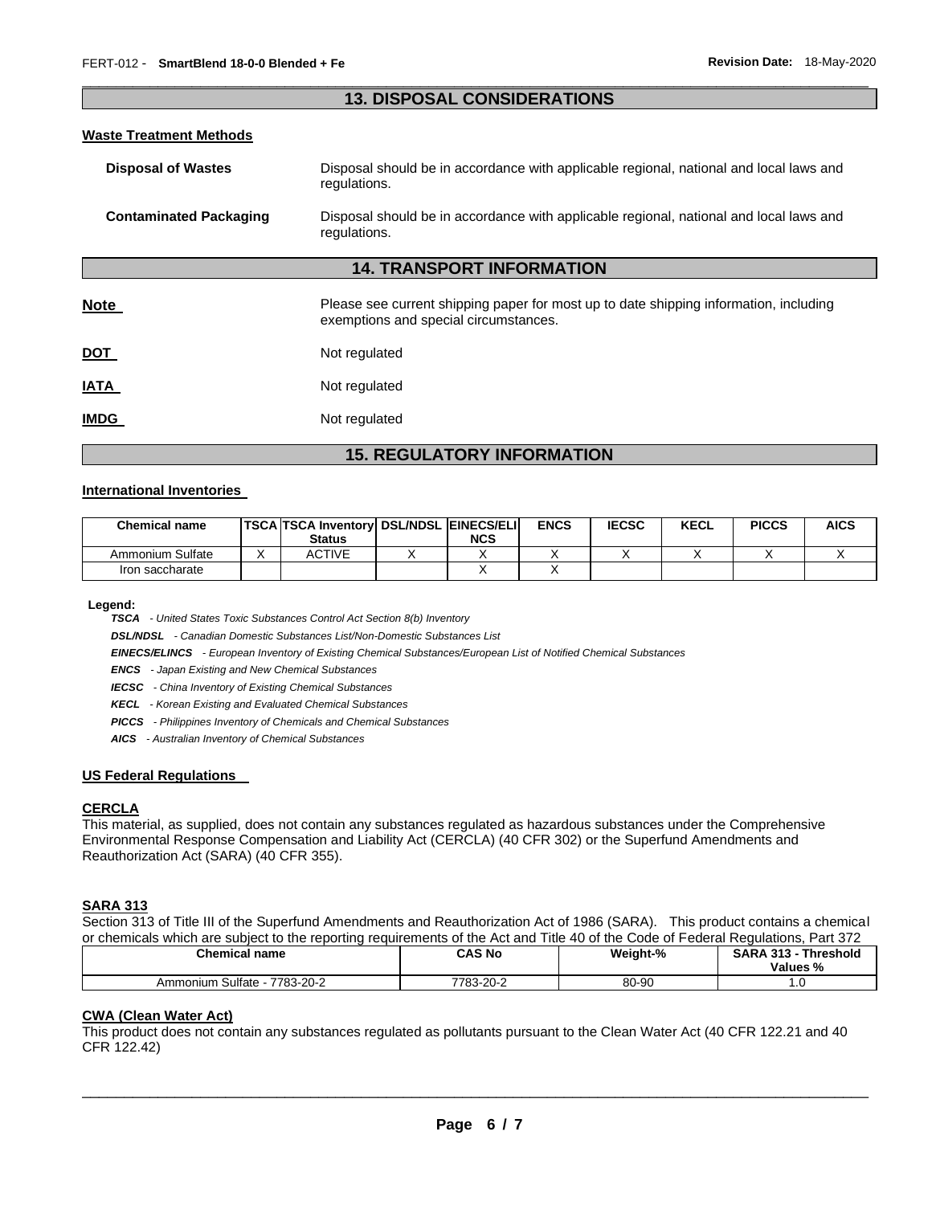## 13. DISPOSAL CONSIDERATIONS

### Waste Treatment Methods

**Disposal of Wastes** Disposal should be in accordance with applicable regional, national and local laws and regulations.

**Contaminated Packaging** Disposal should be in accordance with applicable regional, national and local laws and regulations.

## 14. TRANSPORT INFORMATION

**Note** Please see current shipping paper for most up to date shipping information, including exemptions and special circumstances.

**DOT** Not regulated

**IATA** Not regulated

**IMDG** Not regulated

## 15. REGULATORY INFORMATION

### International Inventories

| Chemical name | TSCA | TSCA Inventory Status | DSL/NDSL | EINECS/ELINCS | ENCS | IECSC | KECL | PICCS | AICS |
|---|---|---|---|---|---|---|---|---|---|
| Ammonium Sulfate | X | ACTIVE | X | X | X | X | X | X | X |
| Iron saccharate | | | | X | X | | | | |

**Legend:**

***TSCA*** *- United States Toxic Substances Control Act Section 8(b) Inventory*

***DSL/NDSL*** *- Canadian Domestic Substances List/Non-Domestic Substances List*

***EINECS/ELINCS*** *- European Inventory of Existing Chemical Substances/European List of Notified Chemical Substances*

***ENCS*** *- Japan Existing and New Chemical Substances*

***IECSC*** *- China Inventory of Existing Chemical Substances*

***KECL*** *- Korean Existing and Evaluated Chemical Substances*

***PICCS*** *- Philippines Inventory of Chemicals and Chemical Substances*

***AICS*** *- Australian Inventory of Chemical Substances*

### US Federal Regulations

**CERCLA**

This material, as supplied, does not contain any substances regulated as hazardous substances under the Comprehensive Environmental Response Compensation and Liability Act (CERCLA) (40 CFR 302) or the Superfund Amendments and Reauthorization Act (SARA) (40 CFR 355).

**SARA 313**

Section 313 of Title III of the Superfund Amendments and Reauthorization Act of 1986 (SARA). This product contains a chemical or chemicals which are subject to the reporting requirements of the Act and Title 40 of the Code of Federal Regulations, Part 372

| Chemical name | CAS No | Weight-% | SARA 313 - Threshold Values % |
|---|---|---|---|
| Ammonium Sulfate - 7783-20-2 | 7783-20-2 | 80-90 | 1.0 |

**CWA (Clean Water Act)**

This product does not contain any substances regulated as pollutants pursuant to the Clean Water Act (40 CFR 122.21 and 40 CFR 122.42)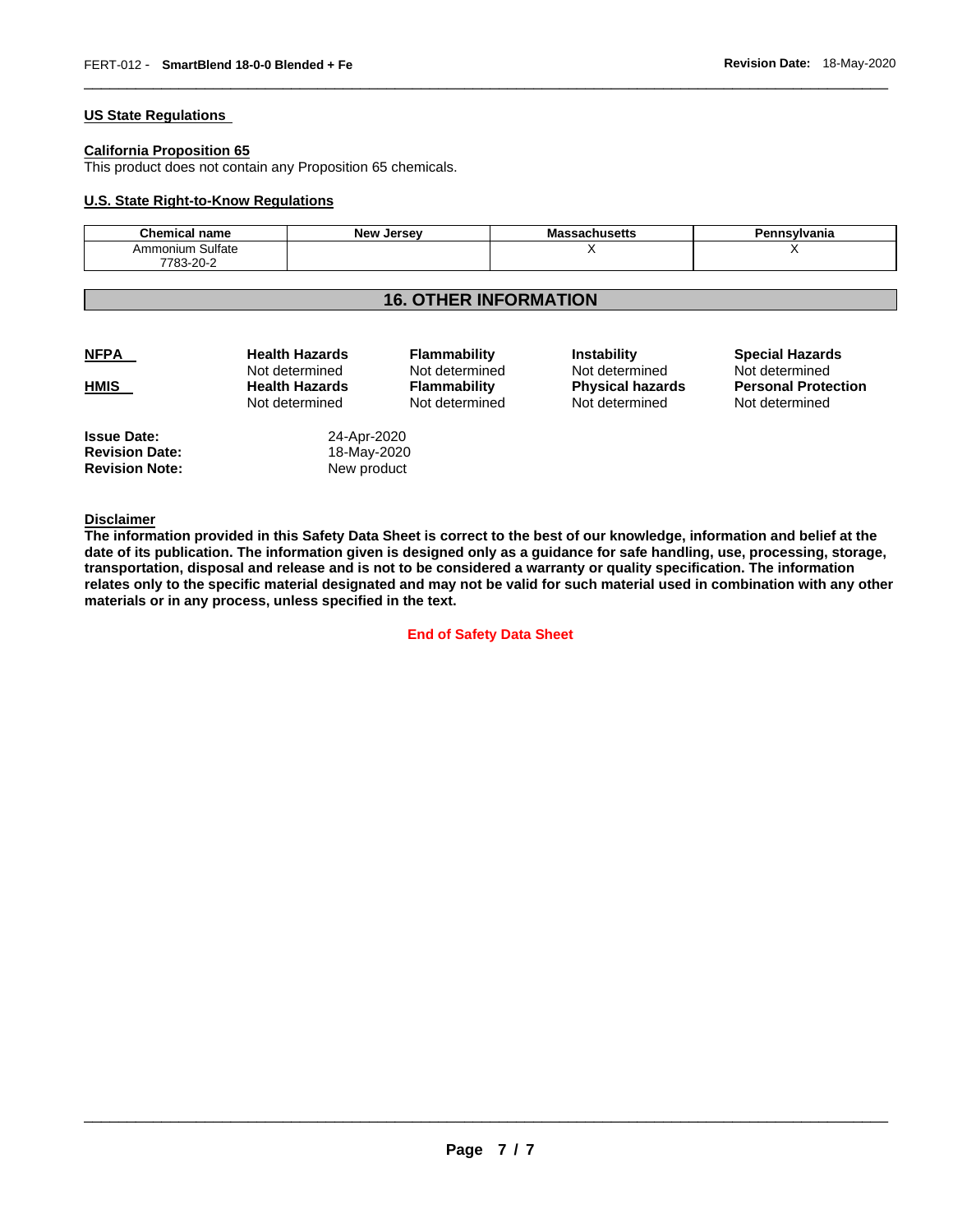**US State Regulations**

**California Proposition 65**

This product does not contain any Proposition 65 chemicals.

**U.S. State Right-to-Know Regulations**

| Chemical name | New Jersey | Massachusetts | Pennsylvania |
|---|---|---|---|
| Ammonium Sulfate<br>7783-20-2 | | X | X |

## 16. OTHER INFORMATION

| | | | | |
|---|---|---|---|---|
| **NFPA** | **Health Hazards**<br>Not determined | **Flammability**<br>Not determined | **Instability**<br>Not determined | **Special Hazards**<br>Not determined |
| **HMIS** | **Health Hazards**<br>Not determined | **Flammability**<br>Not determined | **Physical hazards**<br>Not determined | **Personal Protection**<br>Not determined |

**Issue Date:** 24-Apr-2020
**Revision Date:** 18-May-2020
**Revision Note:** New product

**Disclaimer**

**The information provided in this Safety Data Sheet is correct to the best of our knowledge, information and belief at the date of its publication. The information given is designed only as a guidance for safe handling, use, processing, storage, transportation, disposal and release and is not to be considered a warranty or quality specification. The information relates only to the specific material designated and may not be valid for such material used in combination with any other materials or in any process, unless specified in the text.**

**End of Safety Data Sheet**